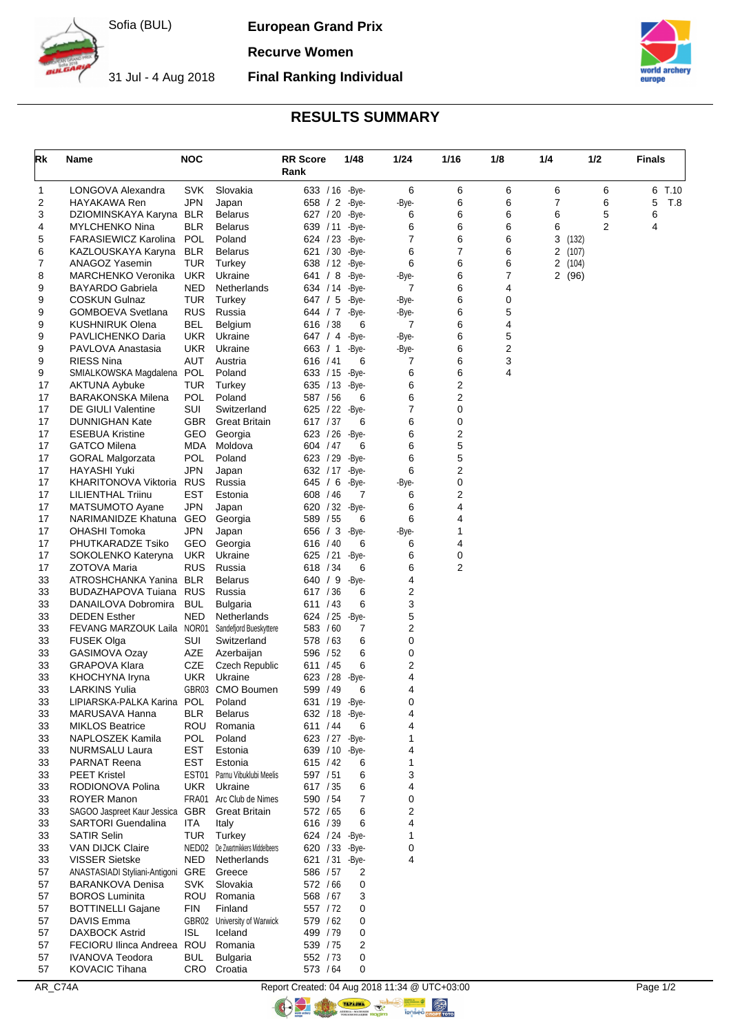Sofia (BUL)

31 Jul - 4 Aug 2018

**European Grand Prix**

**Recurve Women**

**Final Ranking Individual**

## RESULTS SUMMARY

| Rk | Name | NOC | | RR Score Rank | 1/48 | 1/24 | 1/16 | 1/8 | 1/4 | 1/2 | Finals |
|---|---|---|---|---|---|---|---|---|---|---|---|
| 1 | LONGOVA Alexandra | SVK | Slovakia | 633 / 16 | -Bye- | 6 | 6 | 6 | 6 | 6 | 6 T.10 |
| 2 | HAYAKAWA Ren | JPN | Japan | 658 / 2 | -Bye- | -Bye- | 6 | 6 | 7 | 6 | 5 T.8 |
| 3 | DZIOMINSKAYA Karyna | BLR | Belarus | 627 / 20 | -Bye- | 6 | 6 | 6 | 6 | 5 | 6 |
| 4 | MYLCHENKO Nina | BLR | Belarus | 639 / 11 | -Bye- | 6 | 6 | 6 | 6 | 2 | 4 |
| 5 | FARASIEWICZ Karolina | POL | Poland | 624 / 23 | -Bye- | 7 | 6 | 6 | 3 (132) | | |
| 6 | KAZLOUSKAYA Karyna | BLR | Belarus | 621 / 30 | -Bye- | 6 | 7 | 6 | 2 (107) | | |
| 7 | ANAGOZ Yasemin | TUR | Turkey | 638 / 12 | -Bye- | 6 | 6 | 6 | 2 (104) | | |
| 8 | MARCHENKO Veronika | UKR | Ukraine | 641 / 8 | -Bye- | -Bye- | 6 | 7 | 2 (96) | | |
| 9 | BAYARDO Gabriela | NED | Netherlands | 634 / 14 | -Bye- | 7 | 6 | 4 | | | |
| 9 | COSKUN Gulnaz | TUR | Turkey | 647 / 5 | -Bye- | -Bye- | 6 | 0 | | | |
| 9 | GOMBOEVA Svetlana | RUS | Russia | 644 / 7 | -Bye- | -Bye- | 6 | 5 | | | |
| 9 | KUSHNIRUK Olena | BEL | Belgium | 616 / 38 | 6 | 7 | 6 | 4 | | | |
| 9 | PAVLICHENKO Daria | UKR | Ukraine | 647 / 4 | -Bye- | -Bye- | 6 | 5 | | | |
| 9 | PAVLOVA Anastasia | UKR | Ukraine | 663 / 1 | -Bye- | -Bye- | 6 | 2 | | | |
| 9 | RIESS Nina | AUT | Austria | 616 / 41 | 6 | 7 | 6 | 3 | | | |
| 9 | SMIALKOWSKA Magdalena | POL | Poland | 633 / 15 | -Bye- | 6 | 6 | 4 | | | |
| 17 | AKTUNA Aybuke | TUR | Turkey | 635 / 13 | -Bye- | 6 | 2 | | | | |
| 17 | BARAKONSKA Milena | POL | Poland | 587 / 56 | 6 | 6 | 2 | | | | |
| 17 | DE GIULI Valentine | SUI | Switzerland | 625 / 22 | -Bye- | 7 | 0 | | | | |
| 17 | DUNNIGHAN Kate | GBR | Great Britain | 617 / 37 | 6 | 6 | 0 | | | | |
| 17 | ESEBUA Kristine | GEO | Georgia | 623 / 26 | -Bye- | 6 | 2 | | | | |
| 17 | GATCO Milena | MDA | Moldova | 604 / 47 | 6 | 6 | 5 | | | | |
| 17 | GORAL Malgorzata | POL | Poland | 623 / 29 | -Bye- | 6 | 5 | | | | |
| 17 | HAYASHI Yuki | JPN | Japan | 632 / 17 | -Bye- | 6 | 2 | | | | |
| 17 | KHARITONOVA Viktoria | RUS | Russia | 645 / 6 | -Bye- | -Bye- | 0 | | | | |
| 17 | LILIENTHAL Triinu | EST | Estonia | 608 / 46 | 7 | 6 | 2 | | | | |
| 17 | MATSUMOTO Ayane | JPN | Japan | 620 / 32 | -Bye- | 6 | 4 | | | | |
| 17 | NARIMANIDZE Khatuna | GEO | Georgia | 589 / 55 | 6 | 6 | 4 | | | | |
| 17 | OHASHI Tomoka | JPN | Japan | 656 / 3 | -Bye- | -Bye- | 1 | | | | |
| 17 | PHUTKARADZE Tsiko | GEO | Georgia | 616 / 40 | 6 | 6 | 4 | | | | |
| 17 | SOKOLENKO Kateryna | UKR | Ukraine | 625 / 21 | -Bye- | 6 | 0 | | | | |
| 17 | ZOTOVA Maria | RUS | Russia | 618 / 34 | 6 | 6 | 2 | | | | |
| 33 | ATROSHCHANKA Yanina | BLR | Belarus | 640 / 9 | -Bye- | 4 | | | | | |
| 33 | BUDAZHAPOVA Tuiana | RUS | Russia | 617 / 36 | 6 | 2 | | | | | |
| 33 | DANAILOVA Dobromira | BUL | Bulgaria | 611 / 43 | 6 | 3 | | | | | |
| 33 | DEDEN Esther | NED | Netherlands | 624 / 25 | -Bye- | 5 | | | | | |
| 33 | FEVANG MARZOUK Laila | NOR01 | Sandefjord Bueskyttere | 583 / 60 | 7 | 2 | | | | | |
| 33 | FUSEK Olga | SUI | Switzerland | 578 / 63 | 6 | 0 | | | | | |
| 33 | GASIMOVA Ozay | AZE | Azerbaijan | 596 / 52 | 6 | 0 | | | | | |
| 33 | GRAPOVA Klara | CZE | Czech Republic | 611 / 45 | 6 | 2 | | | | | |
| 33 | KHOCHYNA Iryna | UKR | Ukraine | 623 / 28 | -Bye- | 4 | | | | | |
| 33 | LARKINS Yulia | GBR03 | CMO Boumen | 599 / 49 | 6 | 4 | | | | | |
| 33 | LIPIARSKA-PALKA Karina | POL | Poland | 631 / 19 | -Bye- | 0 | | | | | |
| 33 | MARUSAVA Hanna | BLR | Belarus | 632 / 18 | -Bye- | 4 | | | | | |
| 33 | MIKLOS Beatrice | ROU | Romania | 611 / 44 | 6 | 4 | | | | | |
| 33 | NAPLOSZEK Kamila | POL | Poland | 623 / 27 | -Bye- | 1 | | | | | |
| 33 | NURMSALU Laura | EST | Estonia | 639 / 10 | -Bye- | 4 | | | | | |
| 33 | PARNAT Reena | EST | Estonia | 615 / 42 | 6 | 1 | | | | | |
| 33 | PEET Kristel | EST01 | Parnu Vibuklubi Meelis | 597 / 51 | 6 | 3 | | | | | |
| 33 | RODIONOVA Polina | UKR | Ukraine | 617 / 35 | 6 | 4 | | | | | |
| 33 | ROYER Manon | FRA01 | Arc Club de Nimes | 590 / 54 | 7 | 0 | | | | | |
| 33 | SAGOO Jaspreet Kaur Jessica | GBR | Great Britain | 572 / 65 | 6 | 2 | | | | | |
| 33 | SARTORI Guendalina | ITA | Italy | 616 / 39 | 6 | 4 | | | | | |
| 33 | SATIR Selin | TUR | Turkey | 624 / 24 | -Bye- | 1 | | | | | |
| 33 | VAN DIJCK Claire | NED02 | De Zwartmikkers Middelbeers | 620 / 33 | -Bye- | 0 | | | | | |
| 33 | VISSER Sietske | NED | Netherlands | 621 / 31 | -Bye- | 4 | | | | | |
| 57 | ANASTASIADI Styliani-Antigoni | GRE | Greece | 586 / 57 | 2 | | | | | | |
| 57 | BARANKOVA Denisa | SVK | Slovakia | 572 / 66 | 0 | | | | | | |
| 57 | BOROS Luminita | ROU | Romania | 568 / 67 | 3 | | | | | | |
| 57 | BOTTINELLI Gajane | FIN | Finland | 557 / 72 | 0 | | | | | | |
| 57 | DAVIS Emma | GBR02 | University of Warwick | 579 / 62 | 0 | | | | | | |
| 57 | DAXBOCK Astrid | ISL | Iceland | 499 / 79 | 0 | | | | | | |
| 57 | FECIORU Ilinca Andreea | ROU | Romania | 539 / 75 | 2 | | | | | | |
| 57 | IVANOVA Teodora | BUL | Bulgaria | 552 / 73 | 0 | | | | | | |
| 57 | KOVACIC Tihana | CRO | Croatia | 573 / 64 | 0 | | | | | | |

AR_C74A Report Created: 04 Aug 2018 11:34 @ UTC+03:00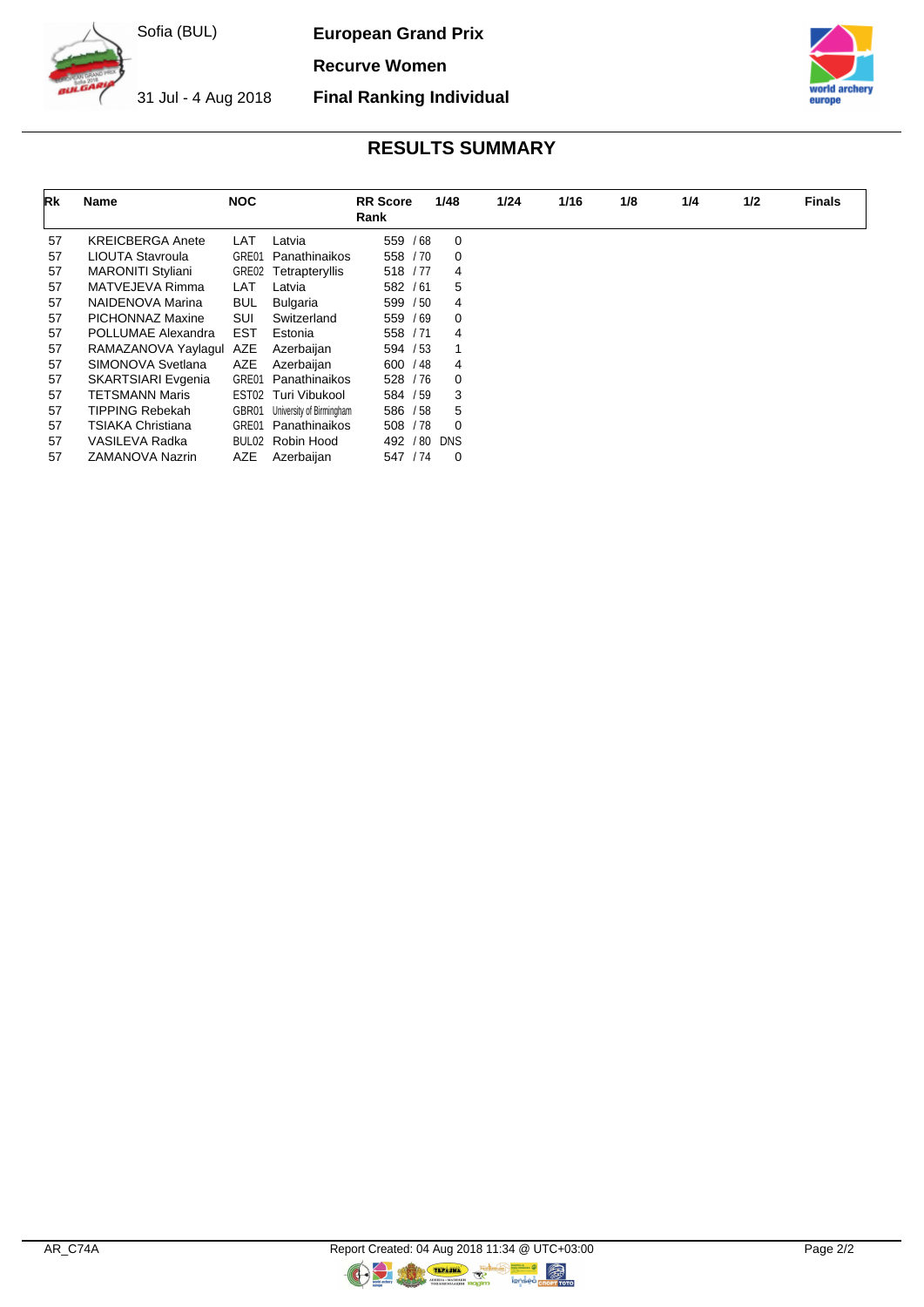# RESULTS SUMMARY

| Rk | Name | NOC | | RR Score Rank | 1/48 | 1/24 | 1/16 | 1/8 | 1/4 | 1/2 | Finals |
|---|---|---|---|---|---|---|---|---|---|---|---|
| 57 | KREICBERGA Anete | LAT | Latvia | 559 / 68 | 0 | | | | | | |
| 57 | LIOUTA Stavroula | GRE01 | Panathinaikos | 558 / 70 | 0 | | | | | | |
| 57 | MARONITI Styliani | GRE02 | Tetrapteryllis | 518 / 77 | 4 | | | | | | |
| 57 | MATVEJEVA Rimma | LAT | Latvia | 582 / 61 | 5 | | | | | | |
| 57 | NAIDENOVA Marina | BUL | Bulgaria | 599 / 50 | 4 | | | | | | |
| 57 | PICHONNAZ Maxine | SUI | Switzerland | 559 / 69 | 0 | | | | | | |
| 57 | POLLUMAE Alexandra | EST | Estonia | 558 / 71 | 4 | | | | | | |
| 57 | RAMAZANOVA Yaylagul | AZE | Azerbaijan | 594 / 53 | 1 | | | | | | |
| 57 | SIMONOVA Svetlana | AZE | Azerbaijan | 600 / 48 | 4 | | | | | | |
| 57 | SKARTSIARI Evgenia | GRE01 | Panathinaikos | 528 / 76 | 0 | | | | | | |
| 57 | TETSMANN Maris | EST02 | Turi Vibukool | 584 / 59 | 3 | | | | | | |
| 57 | TIPPING Rebekah | GBR01 | University of Birmingham | 586 / 58 | 5 | | | | | | |
| 57 | TSIAKA Christiana | GRE01 | Panathinaikos | 508 / 78 | 0 | | | | | | |
| 57 | VASILEVA Radka | BUL02 | Robin Hood | 492 / 80 | DNS | | | | | | |
| 57 | ZAMANOVA Nazrin | AZE | Azerbaijan | 547 / 74 | 0 | | | | | | |

AR_C74A    Report Created: 04 Aug 2018 11:34 @ UTC+03:00